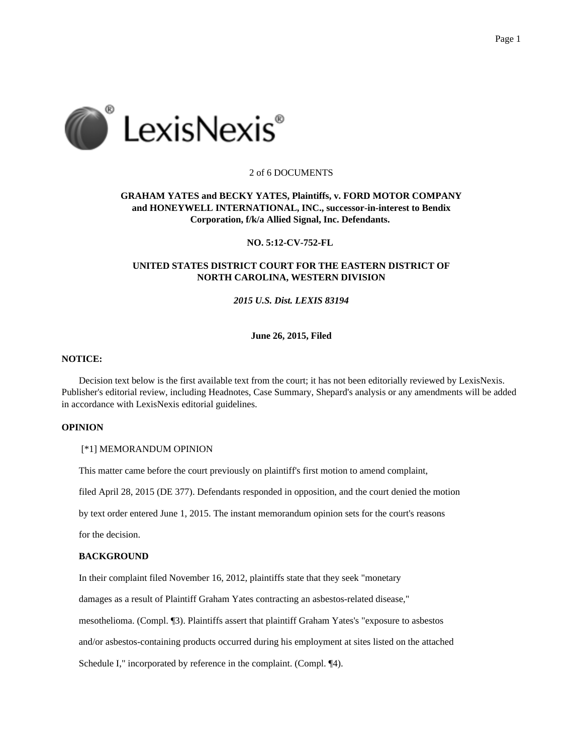2 of 6 DOCUMENTS

**GRAHAM YATES and BECKY YATES, Plaintiffs, v. FORD MOTOR COMPANY and HONEYWELL INTERNATIONAL, INC., successor-in-interest to Bendix Corporation, f/k/a Allied Signal, Inc. Defendants.**

**NO. 5:12-CV-752-FL**

**UNITED STATES DISTRICT COURT FOR THE EASTERN DISTRICT OF NORTH CAROLINA, WESTERN DIVISION**

***2015 U.S. Dist. LEXIS 83194***

**June 26, 2015, Filed**

**NOTICE:**

Decision text below is the first available text from the court; it has not been editorially reviewed by LexisNexis. Publisher's editorial review, including Headnotes, Case Summary, Shepard's analysis or any amendments will be added in accordance with LexisNexis editorial guidelines.

**OPINION**

[*1] MEMORANDUM OPINION

This matter came before the court previously on plaintiff's first motion to amend complaint, filed April 28, 2015 (DE 377). Defendants responded in opposition, and the court denied the motion by text order entered June 1, 2015. The instant memorandum opinion sets for the court's reasons for the decision.

**BACKGROUND**

In their complaint filed November 16, 2012, plaintiffs state that they seek "monetary damages as a result of Plaintiff Graham Yates contracting an asbestos-related disease," mesothelioma. (Compl. ¶3). Plaintiffs assert that plaintiff Graham Yates's "exposure to asbestos and/or asbestos-containing products occurred during his employment at sites listed on the attached Schedule I," incorporated by reference in the complaint. (Compl. ¶4).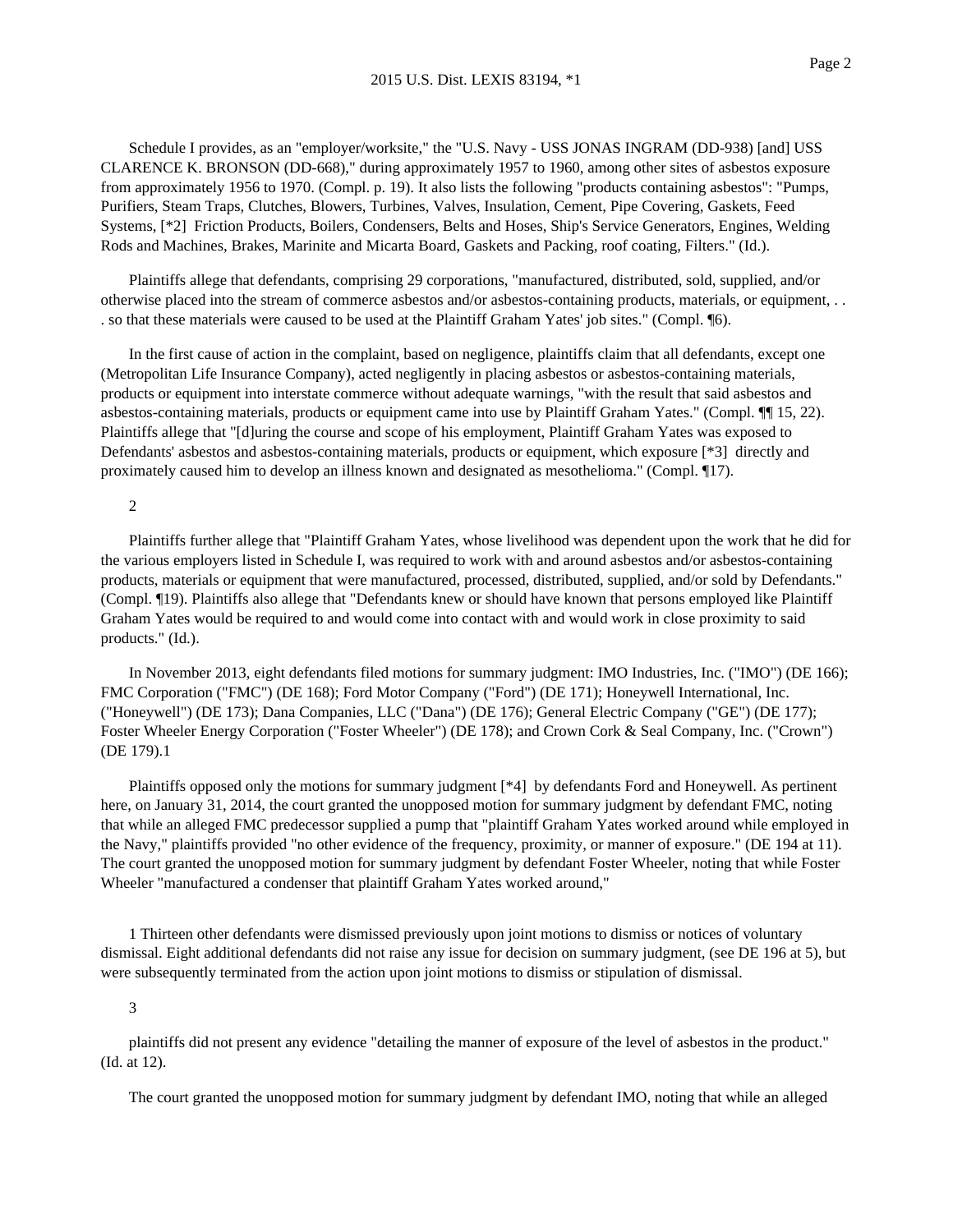Schedule I provides, as an "employer/worksite," the "U.S. Navy - USS JONAS INGRAM (DD-938) [and] USS CLARENCE K. BRONSON (DD-668)," during approximately 1957 to 1960, among other sites of asbestos exposure from approximately 1956 to 1970. (Compl. p. 19). It also lists the following "products containing asbestos": "Pumps, Purifiers, Steam Traps, Clutches, Blowers, Turbines, Valves, Insulation, Cement, Pipe Covering, Gaskets, Feed Systems, [*2] Friction Products, Boilers, Condensers, Belts and Hoses, Ship's Service Generators, Engines, Welding Rods and Machines, Brakes, Marinite and Micarta Board, Gaskets and Packing, roof coating, Filters." (Id.).

Plaintiffs allege that defendants, comprising 29 corporations, "manufactured, distributed, sold, supplied, and/or otherwise placed into the stream of commerce asbestos and/or asbestos-containing products, materials, or equipment, . . . so that these materials were caused to be used at the Plaintiff Graham Yates' job sites." (Compl. ¶6).

In the first cause of action in the complaint, based on negligence, plaintiffs claim that all defendants, except one (Metropolitan Life Insurance Company), acted negligently in placing asbestos or asbestos-containing materials, products or equipment into interstate commerce without adequate warnings, "with the result that said asbestos and asbestos-containing materials, products or equipment came into use by Plaintiff Graham Yates." (Compl. ¶¶ 15, 22). Plaintiffs allege that "[d]uring the course and scope of his employment, Plaintiff Graham Yates was exposed to Defendants' asbestos and asbestos-containing materials, products or equipment, which exposure [*3] directly and proximately caused him to develop an illness known and designated as mesothelioma." (Compl. ¶17).

Plaintiffs further allege that "Plaintiff Graham Yates, whose livelihood was dependent upon the work that he did for the various employers listed in Schedule I, was required to work with and around asbestos and/or asbestos-containing products, materials or equipment that were manufactured, processed, distributed, supplied, and/or sold by Defendants." (Compl. ¶19). Plaintiffs also allege that "Defendants knew or should have known that persons employed like Plaintiff Graham Yates would be required to and would come into contact with and would work in close proximity to said products." (Id.).

In November 2013, eight defendants filed motions for summary judgment: IMO Industries, Inc. ("IMO") (DE 166); FMC Corporation ("FMC") (DE 168); Ford Motor Company ("Ford") (DE 171); Honeywell International, Inc. ("Honeywell") (DE 173); Dana Companies, LLC ("Dana") (DE 176); General Electric Company ("GE") (DE 177); Foster Wheeler Energy Corporation ("Foster Wheeler") (DE 178); and Crown Cork & Seal Company, Inc. ("Crown") (DE 179).[1]

Plaintiffs opposed only the motions for summary judgment [*4] by defendants Ford and Honeywell. As pertinent here, on January 31, 2014, the court granted the unopposed motion for summary judgment by defendant FMC, noting that while an alleged FMC predecessor supplied a pump that "plaintiff Graham Yates worked around while employed in the Navy," plaintiffs provided "no other evidence of the frequency, proximity, or manner of exposure." (DE 194 at 11). The court granted the unopposed motion for summary judgment by defendant Foster Wheeler, noting that while Foster Wheeler "manufactured a condenser that plaintiff Graham Yates worked around,"

[1] Thirteen other defendants were dismissed previously upon joint motions to dismiss or notices of voluntary dismissal. Eight additional defendants did not raise any issue for decision on summary judgment, (see DE 196 at 5), but were subsequently terminated from the action upon joint motions to dismiss or stipulation of dismissal.

plaintiffs did not present any evidence "detailing the manner of exposure of the level of asbestos in the product." (Id. at 12).

The court granted the unopposed motion for summary judgment by defendant IMO, noting that while an alleged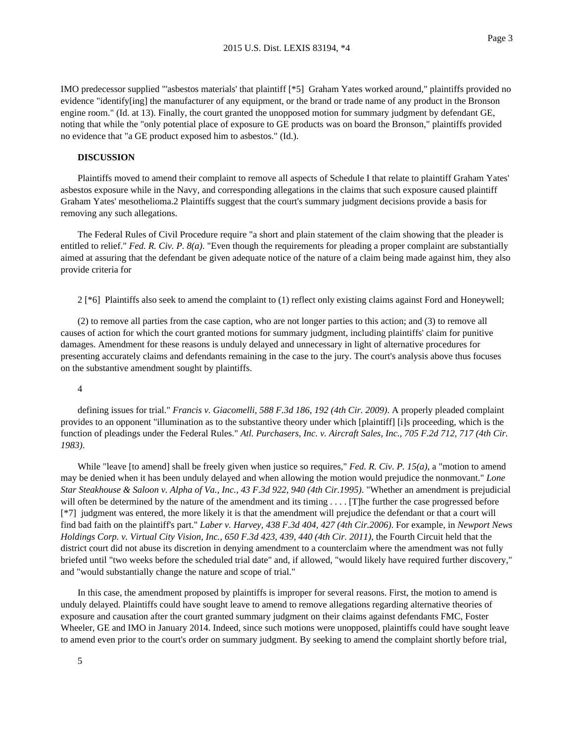IMO predecessor supplied "'asbestos materials' that plaintiff [*5] Graham Yates worked around," plaintiffs provided no evidence "identify[ing] the manufacturer of any equipment, or the brand or trade name of any product in the Bronson engine room." (Id. at 13). Finally, the court granted the unopposed motion for summary judgment by defendant GE, noting that while the "only potential place of exposure to GE products was on board the Bronson," plaintiffs provided no evidence that "a GE product exposed him to asbestos." (Id.).

**DISCUSSION**

Plaintiffs moved to amend their complaint to remove all aspects of Schedule I that relate to plaintiff Graham Yates' asbestos exposure while in the Navy, and corresponding allegations in the claims that such exposure caused plaintiff Graham Yates' mesothelioma.2 Plaintiffs suggest that the court's summary judgment decisions provide a basis for removing any such allegations.

The Federal Rules of Civil Procedure require "a short and plain statement of the claim showing that the pleader is entitled to relief." *Fed. R. Civ. P. 8(a)*. "Even though the requirements for pleading a proper complaint are substantially aimed at assuring that the defendant be given adequate notice of the nature of a claim being made against him, they also provide criteria for

2 [*6] Plaintiffs also seek to amend the complaint to (1) reflect only existing claims against Ford and Honeywell;

(2) to remove all parties from the case caption, who are not longer parties to this action; and (3) to remove all causes of action for which the court granted motions for summary judgment, including plaintiffs' claim for punitive damages. Amendment for these reasons is unduly delayed and unnecessary in light of alternative procedures for presenting accurately claims and defendants remaining in the case to the jury. The court's analysis above thus focuses on the substantive amendment sought by plaintiffs.

defining issues for trial." *Francis v. Giacomelli, 588 F.3d 186, 192 (4th Cir. 2009)*. A properly pleaded complaint provides to an opponent "illumination as to the substantive theory under which [plaintiff] [i]s proceeding, which is the function of pleadings under the Federal Rules." *Atl. Purchasers, Inc. v. Aircraft Sales, Inc., 705 F.2d 712, 717 (4th Cir. 1983)*.

While "leave [to amend] shall be freely given when justice so requires," *Fed. R. Civ. P. 15(a)*, a "motion to amend may be denied when it has been unduly delayed and when allowing the motion would prejudice the nonmovant." *Lone Star Steakhouse & Saloon v. Alpha of Va., Inc., 43 F.3d 922, 940 (4th Cir.1995)*. "Whether an amendment is prejudicial will often be determined by the nature of the amendment and its timing . . . . [T]he further the case progressed before [*7] judgment was entered, the more likely it is that the amendment will prejudice the defendant or that a court will find bad faith on the plaintiff's part." *Laber v. Harvey, 438 F.3d 404, 427 (4th Cir.2006)*. For example, in *Newport News Holdings Corp. v. Virtual City Vision, Inc., 650 F.3d 423, 439, 440 (4th Cir. 2011)*, the Fourth Circuit held that the district court did not abuse its discretion in denying amendment to a counterclaim where the amendment was not fully briefed until "two weeks before the scheduled trial date" and, if allowed, "would likely have required further discovery," and "would substantially change the nature and scope of trial."

In this case, the amendment proposed by plaintiffs is improper for several reasons. First, the motion to amend is unduly delayed. Plaintiffs could have sought leave to amend to remove allegations regarding alternative theories of exposure and causation after the court granted summary judgment on their claims against defendants FMC, Foster Wheeler, GE and IMO in January 2014. Indeed, since such motions were unopposed, plaintiffs could have sought leave to amend even prior to the court's order on summary judgment. By seeking to amend the complaint shortly before trial,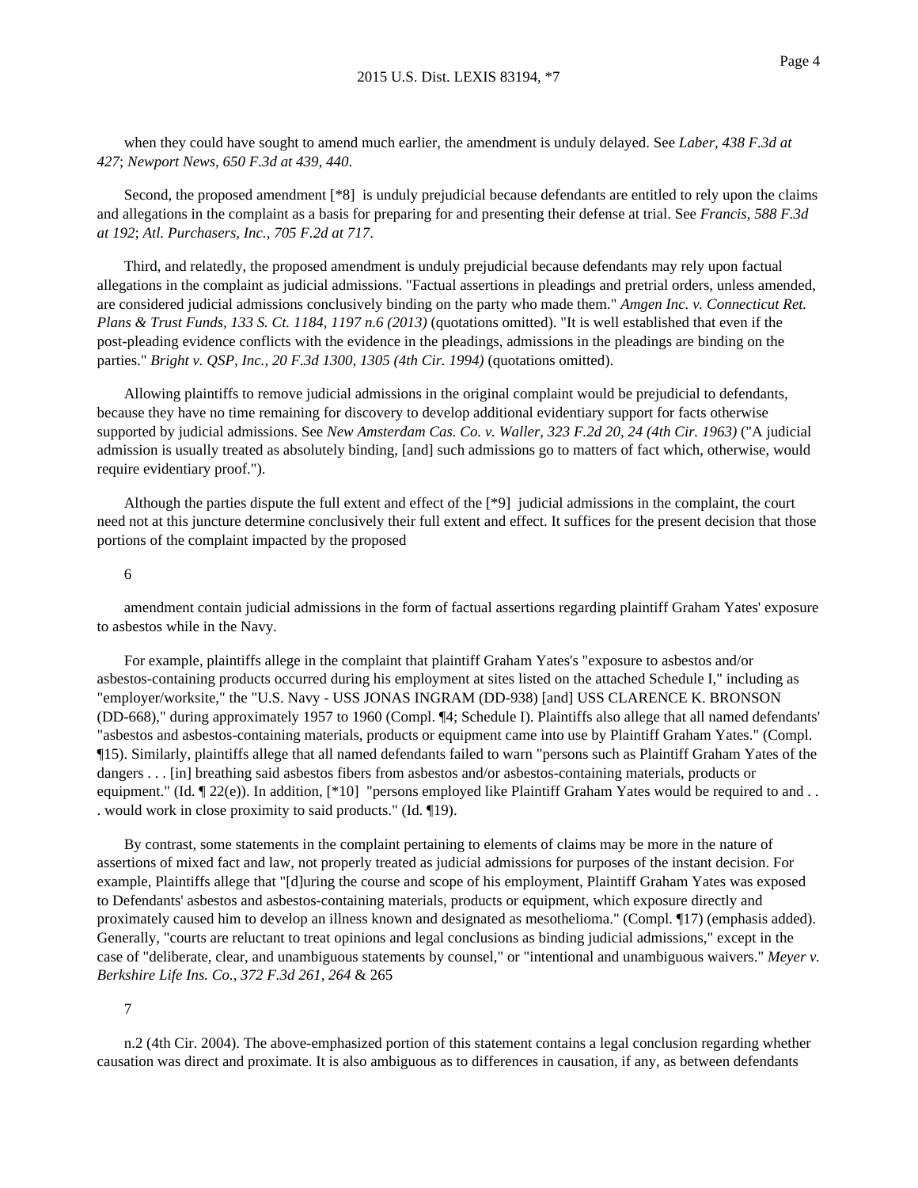when they could have sought to amend much earlier, the amendment is unduly delayed. See *Laber, 438 F.3d at 427*; *Newport News, 650 F.3d at 439, 440*.

Second, the proposed amendment [*8] is unduly prejudicial because defendants are entitled to rely upon the claims and allegations in the complaint as a basis for preparing for and presenting their defense at trial. See *Francis, 588 F.3d at 192*; *Atl. Purchasers, Inc., 705 F.2d at 717*.

Third, and relatedly, the proposed amendment is unduly prejudicial because defendants may rely upon factual allegations in the complaint as judicial admissions. "Factual assertions in pleadings and pretrial orders, unless amended, are considered judicial admissions conclusively binding on the party who made them." *Amgen Inc. v. Connecticut Ret. Plans & Trust Funds, 133 S. Ct. 1184, 1197 n.6 (2013)* (quotations omitted). "It is well established that even if the post-pleading evidence conflicts with the evidence in the pleadings, admissions in the pleadings are binding on the parties." *Bright v. QSP, Inc., 20 F.3d 1300, 1305 (4th Cir. 1994)* (quotations omitted).

Allowing plaintiffs to remove judicial admissions in the original complaint would be prejudicial to defendants, because they have no time remaining for discovery to develop additional evidentiary support for facts otherwise supported by judicial admissions. See *New Amsterdam Cas. Co. v. Waller, 323 F.2d 20, 24 (4th Cir. 1963)* ("A judicial admission is usually treated as absolutely binding, [and] such admissions go to matters of fact which, otherwise, would require evidentiary proof.").

Although the parties dispute the full extent and effect of the [*9] judicial admissions in the complaint, the court need not at this juncture determine conclusively their full extent and effect. It suffices for the present decision that those portions of the complaint impacted by the proposed

6

amendment contain judicial admissions in the form of factual assertions regarding plaintiff Graham Yates' exposure to asbestos while in the Navy.

For example, plaintiffs allege in the complaint that plaintiff Graham Yates's "exposure to asbestos and/or asbestos-containing products occurred during his employment at sites listed on the attached Schedule I," including as "employer/worksite," the "U.S. Navy - USS JONAS INGRAM (DD-938) [and] USS CLARENCE K. BRONSON (DD-668)," during approximately 1957 to 1960 (Compl. ¶4; Schedule I). Plaintiffs also allege that all named defendants' "asbestos and asbestos-containing materials, products or equipment came into use by Plaintiff Graham Yates." (Compl. ¶15). Similarly, plaintiffs allege that all named defendants failed to warn "persons such as Plaintiff Graham Yates of the dangers . . . [in] breathing said asbestos fibers from asbestos and/or asbestos-containing materials, products or equipment." (Id. ¶ 22(e)). In addition, [*10] "persons employed like Plaintiff Graham Yates would be required to and . . . would work in close proximity to said products." (Id. ¶19).

By contrast, some statements in the complaint pertaining to elements of claims may be more in the nature of assertions of mixed fact and law, not properly treated as judicial admissions for purposes of the instant decision. For example, Plaintiffs allege that "[d]uring the course and scope of his employment, Plaintiff Graham Yates was exposed to Defendants' asbestos and asbestos-containing materials, products or equipment, which exposure directly and proximately caused him to develop an illness known and designated as mesothelioma." (Compl. ¶17) (emphasis added). Generally, "courts are reluctant to treat opinions and legal conclusions as binding judicial admissions," except in the case of "deliberate, clear, and unambiguous statements by counsel," or "intentional and unambiguous waivers." *Meyer v. Berkshire Life Ins. Co., 372 F.3d 261, 264* & 265

7

n.2 (4th Cir. 2004). The above-emphasized portion of this statement contains a legal conclusion regarding whether causation was direct and proximate. It is also ambiguous as to differences in causation, if any, as between defendants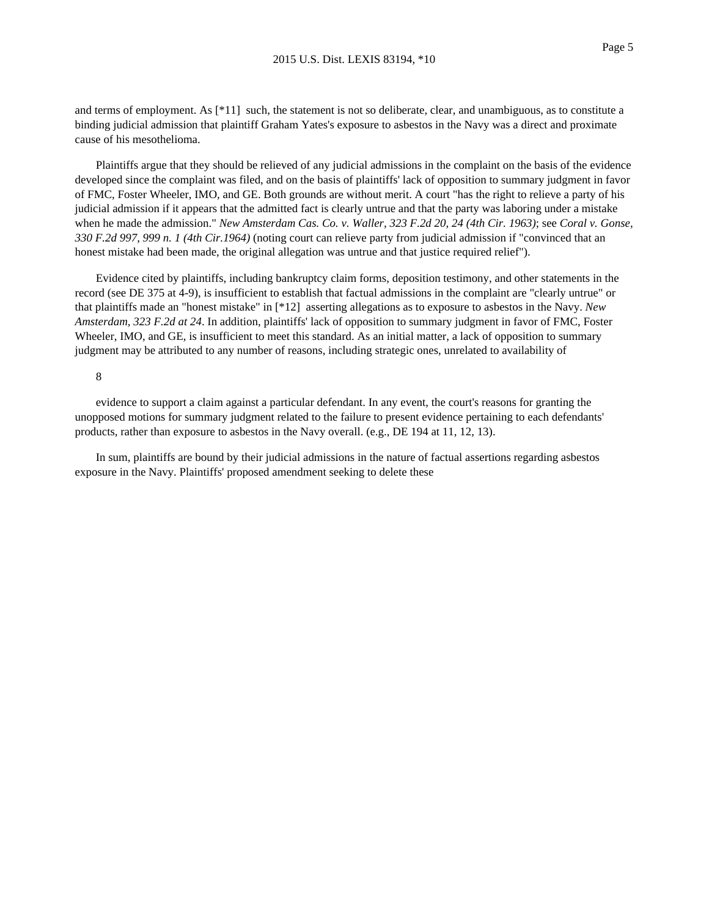and terms of employment. As [*11] such, the statement is not so deliberate, clear, and unambiguous, as to constitute a binding judicial admission that plaintiff Graham Yates's exposure to asbestos in the Navy was a direct and proximate cause of his mesothelioma.

Plaintiffs argue that they should be relieved of any judicial admissions in the complaint on the basis of the evidence developed since the complaint was filed, and on the basis of plaintiffs' lack of opposition to summary judgment in favor of FMC, Foster Wheeler, IMO, and GE. Both grounds are without merit. A court "has the right to relieve a party of his judicial admission if it appears that the admitted fact is clearly untrue and that the party was laboring under a mistake when he made the admission." *New Amsterdam Cas. Co. v. Waller, 323 F.2d 20, 24 (4th Cir. 1963)*; see *Coral v. Gonse, 330 F.2d 997, 999 n. 1 (4th Cir.1964)* (noting court can relieve party from judicial admission if "convinced that an honest mistake had been made, the original allegation was untrue and that justice required relief").

Evidence cited by plaintiffs, including bankruptcy claim forms, deposition testimony, and other statements in the record (see DE 375 at 4-9), is insufficient to establish that factual admissions in the complaint are "clearly untrue" or that plaintiffs made an "honest mistake" in [*12] asserting allegations as to exposure to asbestos in the Navy. *New Amsterdam, 323 F.2d at 24*. In addition, plaintiffs' lack of opposition to summary judgment in favor of FMC, Foster Wheeler, IMO, and GE, is insufficient to meet this standard. As an initial matter, a lack of opposition to summary judgment may be attributed to any number of reasons, including strategic ones, unrelated to availability of

8

evidence to support a claim against a particular defendant. In any event, the court's reasons for granting the unopposed motions for summary judgment related to the failure to present evidence pertaining to each defendants' products, rather than exposure to asbestos in the Navy overall. (e.g., DE 194 at 11, 12, 13).

In sum, plaintiffs are bound by their judicial admissions in the nature of factual assertions regarding asbestos exposure in the Navy. Plaintiffs' proposed amendment seeking to delete these